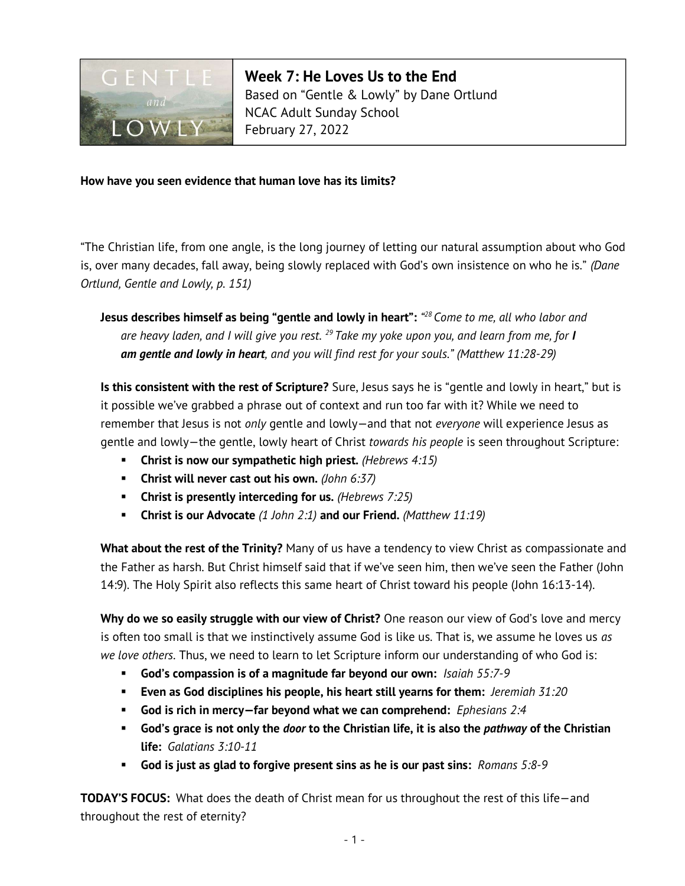# Week 7: He Loves Us to the End

Based on "Gentle & Lowly" by Dane Ortlund
NCAC Adult Sunday School
February 27, 2022

**How have you seen evidence that human love has its limits?**

"The Christian life, from one angle, is the long journey of letting our natural assumption about who God is, over many decades, fall away, being slowly replaced with God's own insistence on who he is." *(Dane Ortlund, Gentle and Lowly, p. 151)*

**Jesus describes himself as being "gentle and lowly in heart":** *"[28] Come to me, all who labor and are heavy laden, and I will give you rest. [29] Take my yoke upon you, and learn from me, for **I am gentle and lowly in heart**, and you will find rest for your souls." (Matthew 11:28-29)*

**Is this consistent with the rest of Scripture?** Sure, Jesus says he is "gentle and lowly in heart," but is it possible we've grabbed a phrase out of context and run too far with it? While we need to remember that Jesus is not *only* gentle and lowly—and that not *everyone* will experience Jesus as gentle and lowly—the gentle, lowly heart of Christ *towards his people* is seen throughout Scripture:

- **Christ is now our sympathetic high priest.** *(Hebrews 4:15)*
- **Christ will never cast out his own.** *(John 6:37)*
- **Christ is presently interceding for us.** *(Hebrews 7:25)*
- **Christ is our Advocate** *(1 John 2:1)* **and our Friend.** *(Matthew 11:19)*

**What about the rest of the Trinity?** Many of us have a tendency to view Christ as compassionate and the Father as harsh. But Christ himself said that if we've seen him, then we've seen the Father (John 14:9). The Holy Spirit also reflects this same heart of Christ toward his people (John 16:13-14).

**Why do we so easily struggle with our view of Christ?** One reason our view of God's love and mercy is often too small is that we instinctively assume God is like us. That is, we assume he loves us *as we love others*. Thus, we need to learn to let Scripture inform our understanding of who God is:

- **God's compassion is of a magnitude far beyond our own:** *Isaiah 55:7-9*
- **Even as God disciplines his people, his heart still yearns for them:** *Jeremiah 31:20*
- **God is rich in mercy—far beyond what we can comprehend:** *Ephesians 2:4*
- **God's grace is not only the *door* to the Christian life, it is also the *pathway* of the Christian life:** *Galatians 3:10-11*
- **God is just as glad to forgive present sins as he is our past sins:** *Romans 5:8-9*

**TODAY'S FOCUS:** What does the death of Christ mean for us throughout the rest of this life—and throughout the rest of eternity?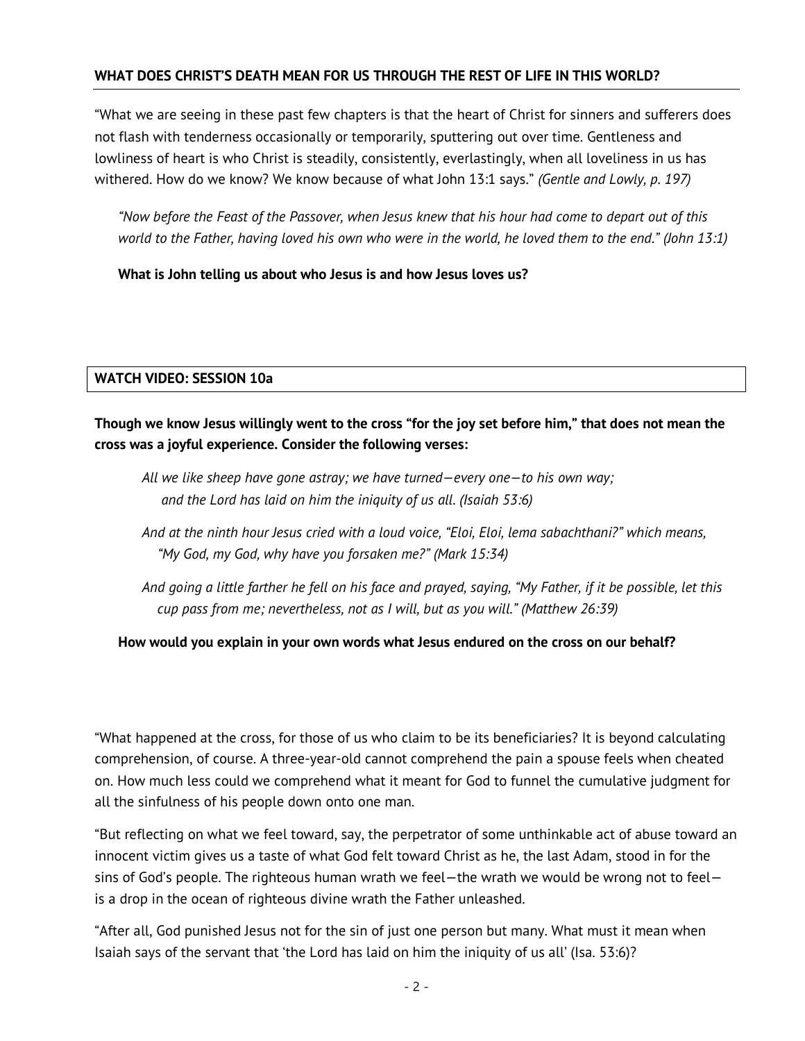## WHAT DOES CHRIST'S DEATH MEAN FOR US THROUGH THE REST OF LIFE IN THIS WORLD?

"What we are seeing in these past few chapters is that the heart of Christ for sinners and sufferers does not flash with tenderness occasionally or temporarily, sputtering out over time. Gentleness and lowliness of heart is who Christ is steadily, consistently, everlastingly, when all loveliness in us has withered. How do we know? We know because of what John 13:1 says." *(Gentle and Lowly, p. 197)*

> *"Now before the Feast of the Passover, when Jesus knew that his hour had come to depart out of this world to the Father, having loved his own who were in the world, he loved them to the end." (John 13:1)*

**What is John telling us about who Jesus is and how Jesus loves us?**

**WATCH VIDEO: SESSION 10a**

**Though we know Jesus willingly went to the cross "for the joy set before him," that does not mean the cross was a joyful experience. Consider the following verses:**

> *All we like sheep have gone astray; we have turned—every one—to his own way; and the Lord has laid on him the iniquity of us all. (Isaiah 53:6)*
>
> *And at the ninth hour Jesus cried with a loud voice, "Eloi, Eloi, lema sabachthani?" which means, "My God, my God, why have you forsaken me?" (Mark 15:34)*
>
> *And going a little farther he fell on his face and prayed, saying, "My Father, if it be possible, let this cup pass from me; nevertheless, not as I will, but as you will." (Matthew 26:39)*

**How would you explain in your own words what Jesus endured on the cross on our behalf?**

"What happened at the cross, for those of us who claim to be its beneficiaries? It is beyond calculating comprehension, of course. A three-year-old cannot comprehend the pain a spouse feels when cheated on. How much less could we comprehend what it meant for God to funnel the cumulative judgment for all the sinfulness of his people down onto one man.

"But reflecting on what we feel toward, say, the perpetrator of some unthinkable act of abuse toward an innocent victim gives us a taste of what God felt toward Christ as he, the last Adam, stood in for the sins of God's people. The righteous human wrath we feel—the wrath we would be wrong not to feel—is a drop in the ocean of righteous divine wrath the Father unleashed.

"After all, God punished Jesus not for the sin of just one person but many. What must it mean when Isaiah says of the servant that 'the Lord has laid on him the iniquity of us all' (Isa. 53:6)?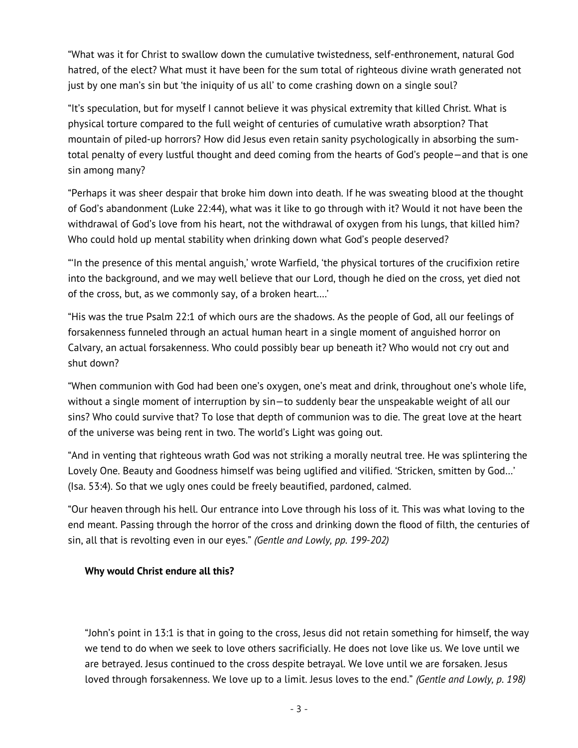"What was it for Christ to swallow down the cumulative twistedness, self-enthronement, natural God hatred, of the elect? What must it have been for the sum total of righteous divine wrath generated not just by one man's sin but 'the iniquity of us all' to come crashing down on a single soul?

"It's speculation, but for myself I cannot believe it was physical extremity that killed Christ. What is physical torture compared to the full weight of centuries of cumulative wrath absorption? That mountain of piled-up horrors? How did Jesus even retain sanity psychologically in absorbing the sum-total penalty of every lustful thought and deed coming from the hearts of God's people—and that is one sin among many?

"Perhaps it was sheer despair that broke him down into death. If he was sweating blood at the thought of God's abandonment (Luke 22:44), what was it like to go through with it? Would it not have been the withdrawal of God's love from his heart, not the withdrawal of oxygen from his lungs, that killed him? Who could hold up mental stability when drinking down what God's people deserved?

"'In the presence of this mental anguish,' wrote Warfield, 'the physical tortures of the crucifixion retire into the background, and we may well believe that our Lord, though he died on the cross, yet died not of the cross, but, as we commonly say, of a broken heart....'

"His was the true Psalm 22:1 of which ours are the shadows. As the people of God, all our feelings of forsakenness funneled through an actual human heart in a single moment of anguished horror on Calvary, an actual forsakenness. Who could possibly bear up beneath it? Who would not cry out and shut down?

"When communion with God had been one's oxygen, one's meat and drink, throughout one's whole life, without a single moment of interruption by sin—to suddenly bear the unspeakable weight of all our sins? Who could survive that? To lose that depth of communion was to die. The great love at the heart of the universe was being rent in two. The world's Light was going out.

"And in venting that righteous wrath God was not striking a morally neutral tree. He was splintering the Lovely One. Beauty and Goodness himself was being uglified and vilified. 'Stricken, smitten by God...' (Isa. 53:4). So that we ugly ones could be freely beautified, pardoned, calmed.

"Our heaven through his hell. Our entrance into Love through his loss of it. This was what loving to the end meant. Passing through the horror of the cross and drinking down the flood of filth, the centuries of sin, all that is revolting even in our eyes." *(Gentle and Lowly, pp. 199-202)*

**Why would Christ endure all this?**

> "John's point in 13:1 is that in going to the cross, Jesus did not retain something for himself, the way we tend to do when we seek to love others sacrificially. He does not love like us. We love until we are betrayed. Jesus continued to the cross despite betrayal. We love until we are forsaken. Jesus loved through forsakenness. We love up to a limit. Jesus loves to the end." *(Gentle and Lowly, p. 198)*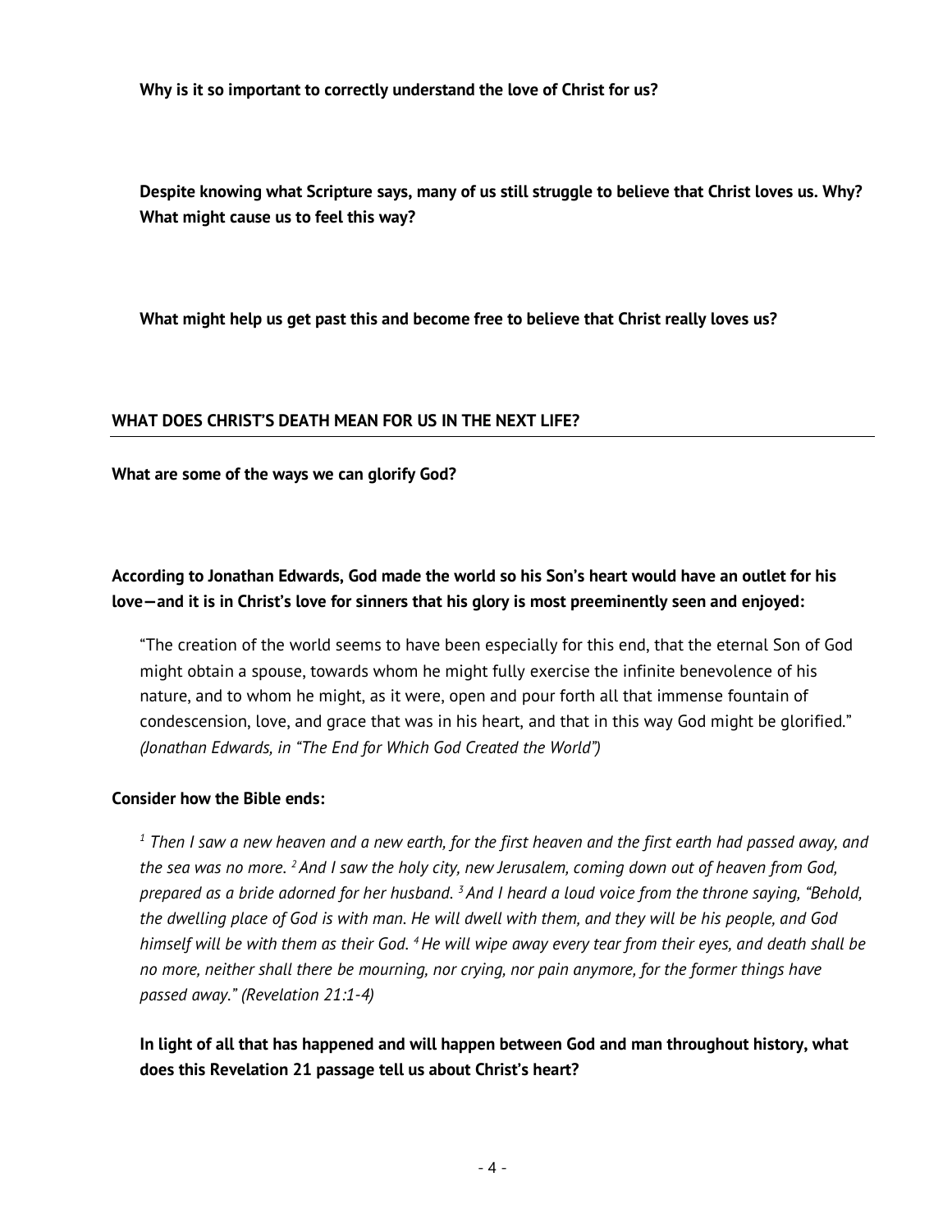**Why is it so important to correctly understand the love of Christ for us?**

**Despite knowing what Scripture says, many of us still struggle to believe that Christ loves us. Why? What might cause us to feel this way?**

**What might help us get past this and become free to believe that Christ really loves us?**

## WHAT DOES CHRIST'S DEATH MEAN FOR US IN THE NEXT LIFE?

**What are some of the ways we can glorify God?**

**According to Jonathan Edwards, God made the world so his Son's heart would have an outlet for his love—and it is in Christ's love for sinners that his glory is most preeminently seen and enjoyed:**

> "The creation of the world seems to have been especially for this end, that the eternal Son of God might obtain a spouse, towards whom he might fully exercise the infinite benevolence of his nature, and to whom he might, as it were, open and pour forth all that immense fountain of condescension, love, and grace that was in his heart, and that in this way God might be glorified." *(Jonathan Edwards, in "The End for Which God Created the World")*

**Consider how the Bible ends:**

> *[1] Then I saw a new heaven and a new earth, for the first heaven and the first earth had passed away, and the sea was no more. [2] And I saw the holy city, new Jerusalem, coming down out of heaven from God, prepared as a bride adorned for her husband. [3] And I heard a loud voice from the throne saying, "Behold, the dwelling place of God is with man. He will dwell with them, and they will be his people, and God himself will be with them as their God. [4] He will wipe away every tear from their eyes, and death shall be no more, neither shall there be mourning, nor crying, nor pain anymore, for the former things have passed away." (Revelation 21:1-4)*

**In light of all that has happened and will happen between God and man throughout history, what does this Revelation 21 passage tell us about Christ's heart?**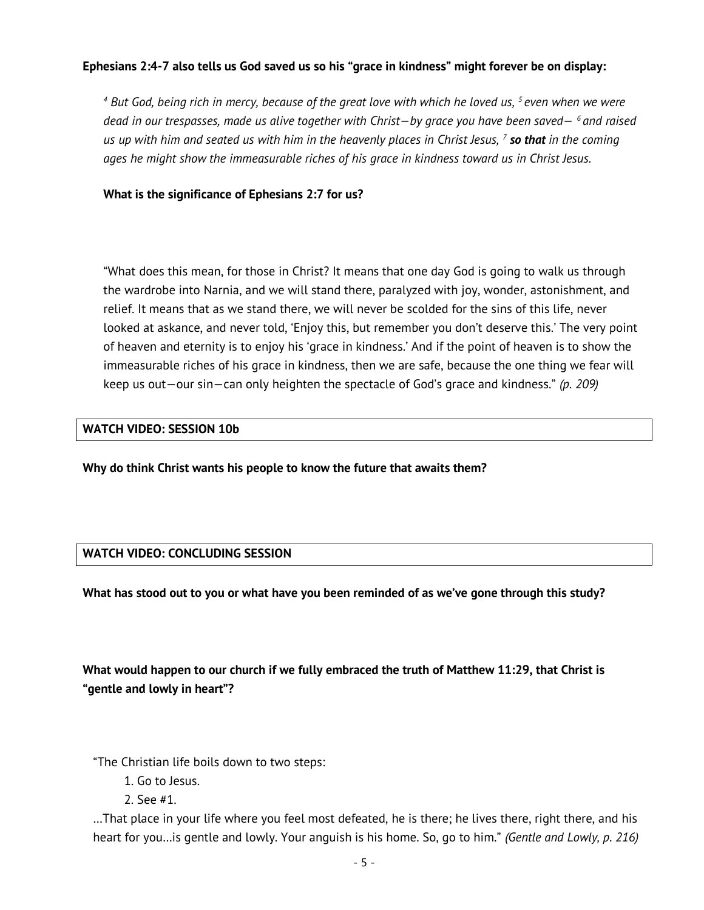**Ephesians 2:4-7 also tells us God saved us so his "grace in kindness" might forever be on display:**

> *[4] But God, being rich in mercy, because of the great love with which he loved us, [5] even when we were dead in our trespasses, made us alive together with Christ—by grace you have been saved— [6] and raised us up with him and seated us with him in the heavenly places in Christ Jesus, [7]* ***so that*** *in the coming ages he might show the immeasurable riches of his grace in kindness toward us in Christ Jesus.*

**What is the significance of Ephesians 2:7 for us?**

"What does this mean, for those in Christ? It means that one day God is going to walk us through the wardrobe into Narnia, and we will stand there, paralyzed with joy, wonder, astonishment, and relief. It means that as we stand there, we will never be scolded for the sins of this life, never looked at askance, and never told, 'Enjoy this, but remember you don't deserve this.' The very point of heaven and eternity is to enjoy his 'grace in kindness.' And if the point of heaven is to show the immeasurable riches of his grace in kindness, then we are safe, because the one thing we fear will keep us out—our sin—can only heighten the spectacle of God's grace and kindness." *(p. 209)*

**WATCH VIDEO: SESSION 10b**

**Why do think Christ wants his people to know the future that awaits them?**

**WATCH VIDEO: CONCLUDING SESSION**

**What has stood out to you or what have you been reminded of as we've gone through this study?**

**What would happen to our church if we fully embraced the truth of Matthew 11:29, that Christ is "gentle and lowly in heart"?**

"The Christian life boils down to two steps:

1. Go to Jesus.
2. See #1.

…That place in your life where you feel most defeated, he is there; he lives there, right there, and his heart for you…is gentle and lowly. Your anguish is his home. So, go to him." *(Gentle and Lowly, p. 216)*